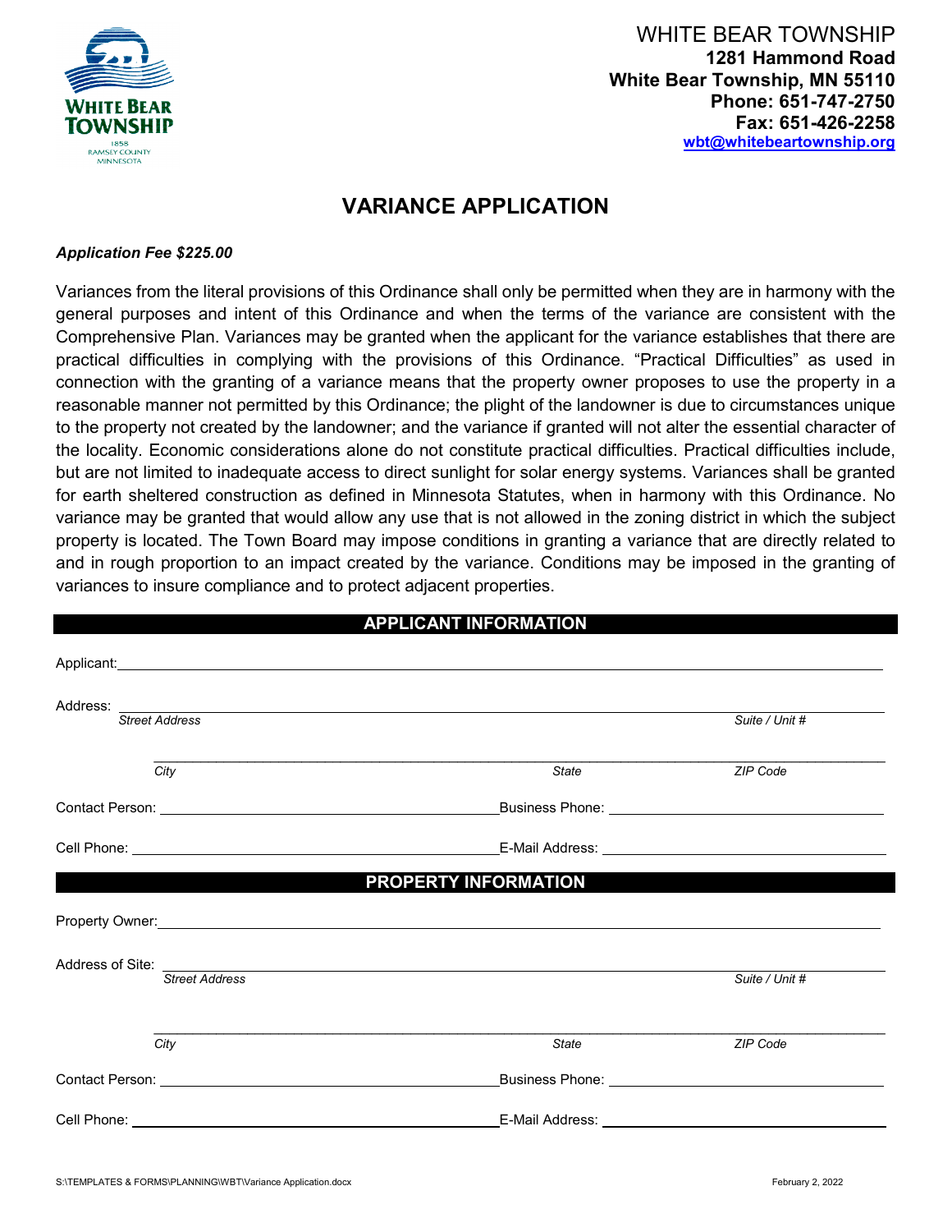WHITE BEAR TOWNSHIP
**1281 Hammond Road**
**White Bear Township, MN 55110**
**Phone: 651-747-2750**
**Fax: 651-426-2258**
**wbt@whitebeartownship.org**

# VARIANCE APPLICATION

***Application Fee $225.00***

Variances from the literal provisions of this Ordinance shall only be permitted when they are in harmony with the general purposes and intent of this Ordinance and when the terms of the variance are consistent with the Comprehensive Plan. Variances may be granted when the applicant for the variance establishes that there are practical difficulties in complying with the provisions of this Ordinance. "Practical Difficulties" as used in connection with the granting of a variance means that the property owner proposes to use the property in a reasonable manner not permitted by this Ordinance; the plight of the landowner is due to circumstances unique to the property not created by the landowner; and the variance if granted will not alter the essential character of the locality. Economic considerations alone do not constitute practical difficulties. Practical difficulties include, but are not limited to inadequate access to direct sunlight for solar energy systems. Variances shall be granted for earth sheltered construction as defined in Minnesota Statutes, when in harmony with this Ordinance. No variance may be granted that would allow any use that is not allowed in the zoning district in which the subject property is located. The Town Board may impose conditions in granting a variance that are directly related to and in rough proportion to an impact created by the variance. Conditions may be imposed in the granting of variances to insure compliance and to protect adjacent properties.

## APPLICANT INFORMATION

Applicant: ______________________________

Address: ______________________________
*Street Address* *Suite / Unit #*

______________________________
*City* *State* *ZIP Code*

Contact Person: ______________________ Business Phone: ______________________

Cell Phone: ______________________ E-Mail Address: ______________________

## PROPERTY INFORMATION

Property Owner: ______________________________

Address of Site: ______________________________
*Street Address* *Suite / Unit #*

______________________________
*City* *State* *ZIP Code*

Contact Person: ______________________ Business Phone: ______________________

Cell Phone: ______________________ E-Mail Address: ______________________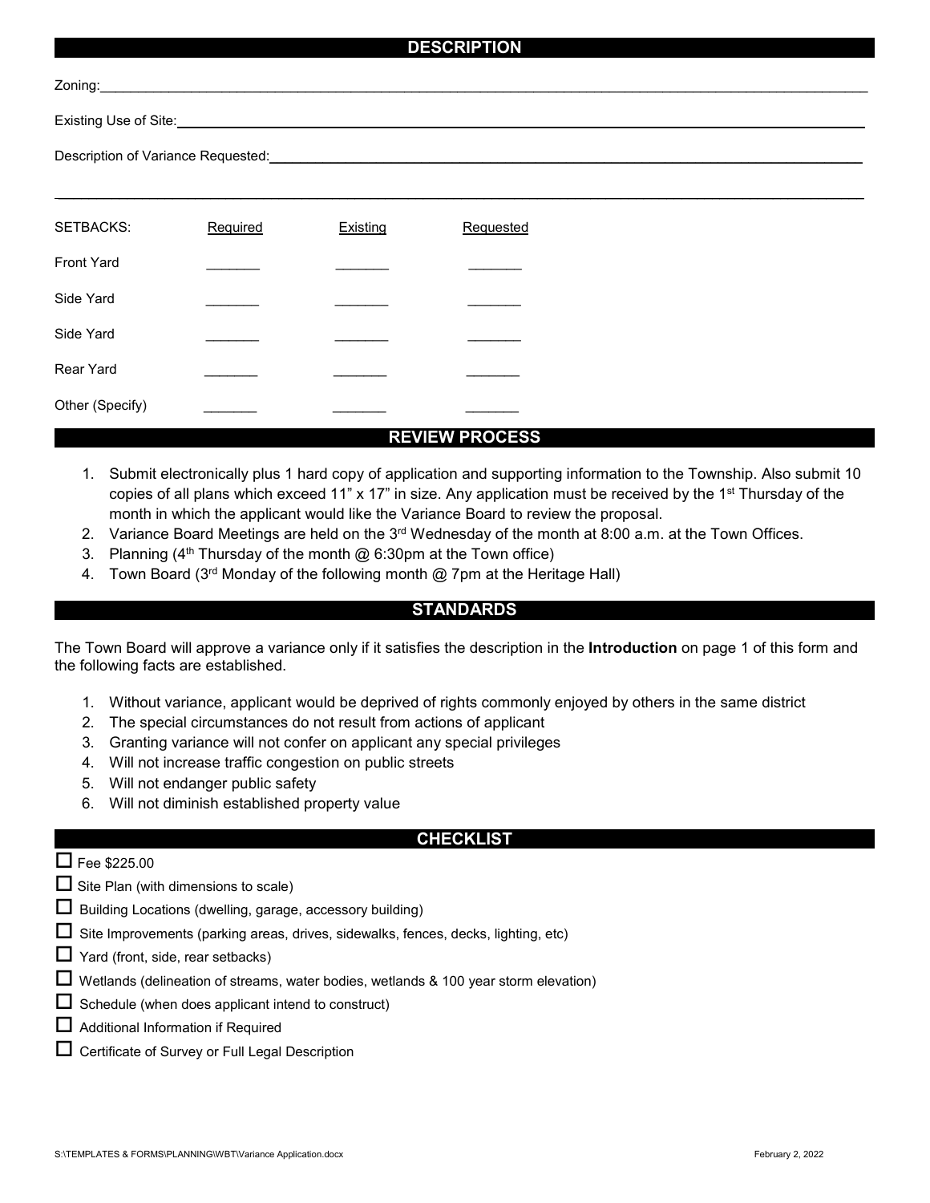## DESCRIPTION

Zoning:\_\_\_\_\_\_\_\_\_\_\_\_\_\_\_\_\_\_\_\_\_\_\_\_\_\_\_\_\_\_\_\_\_\_\_\_\_\_\_\_

Existing Use of Site:\_\_\_\_\_\_\_\_\_\_\_\_\_\_\_\_\_\_\_\_\_\_\_\_\_\_\_\_\_\_\_\_\_\_\_\_\_\_\_\_

Description of Variance Requested:\_\_\_\_\_\_\_\_\_\_\_\_\_\_\_\_\_\_\_\_\_\_\_\_\_\_\_\_\_\_\_\_\_\_\_\_\_\_\_\_

\_\_\_\_\_\_\_\_\_\_\_\_\_\_\_\_\_\_\_\_\_\_\_\_\_\_\_\_\_\_\_\_\_\_\_\_\_\_\_\_\_\_\_\_\_\_\_\_\_\_\_\_\_\_\_\_\_\_\_\_

| SETBACKS: | Required | Existing | Requested |
|---|---|---|---|
| Front Yard | \_\_\_\_\_\_\_ | \_\_\_\_\_\_\_ | \_\_\_\_\_\_\_ |
| Side Yard | \_\_\_\_\_\_\_ | \_\_\_\_\_\_\_ | \_\_\_\_\_\_\_ |
| Side Yard | \_\_\_\_\_\_\_ | \_\_\_\_\_\_\_ | \_\_\_\_\_\_\_ |
| Rear Yard | \_\_\_\_\_\_\_ | \_\_\_\_\_\_\_ | \_\_\_\_\_\_\_ |
| Other (Specify) | \_\_\_\_\_\_\_ | \_\_\_\_\_\_\_ | \_\_\_\_\_\_\_ |

## REVIEW PROCESS

1. Submit electronically plus 1 hard copy of application and supporting information to the Township. Also submit 10 copies of all plans which exceed 11" x 17" in size. Any application must be received by the 1st Thursday of the month in which the applicant would like the Variance Board to review the proposal.
2. Variance Board Meetings are held on the 3rd Wednesday of the month at 8:00 a.m. at the Town Offices.
3. Planning (4th Thursday of the month @ 6:30pm at the Town office)
4. Town Board (3rd Monday of the following month @ 7pm at the Heritage Hall)

## STANDARDS

The Town Board will approve a variance only if it satisfies the description in the **Introduction** on page 1 of this form and the following facts are established.

1. Without variance, applicant would be deprived of rights commonly enjoyed by others in the same district
2. The special circumstances do not result from actions of applicant
3. Granting variance will not confer on applicant any special privileges
4. Will not increase traffic congestion on public streets
5. Will not endanger public safety
6. Will not diminish established property value

## CHECKLIST

- ☐ Fee $225.00
- ☐ Site Plan (with dimensions to scale)
- ☐ Building Locations (dwelling, garage, accessory building)
- ☐ Site Improvements (parking areas, drives, sidewalks, fences, decks, lighting, etc)
- ☐ Yard (front, side, rear setbacks)
- ☐ Wetlands (delineation of streams, water bodies, wetlands & 100 year storm elevation)
- ☐ Schedule (when does applicant intend to construct)
- ☐ Additional Information if Required
- ☐ Certificate of Survey or Full Legal Description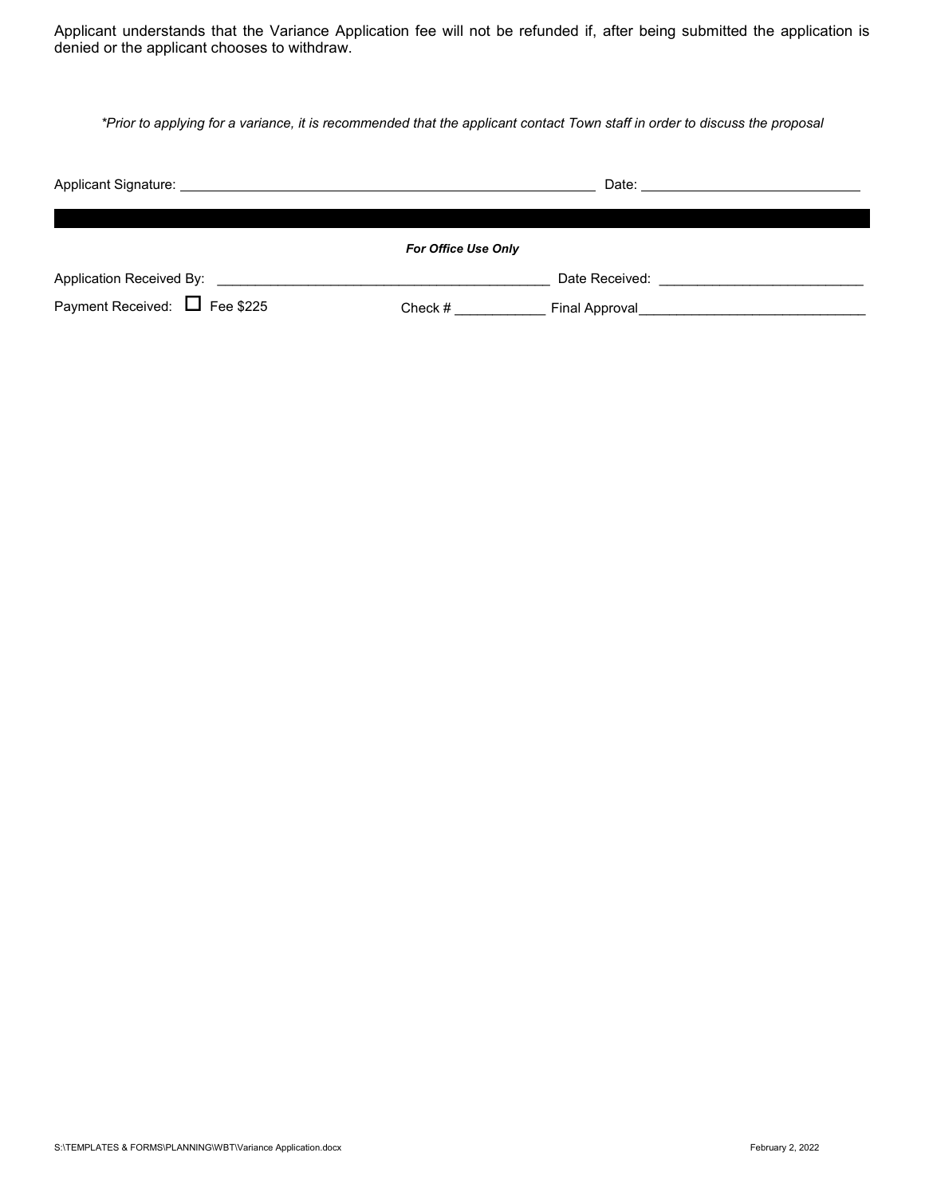Applicant understands that the Variance Application fee will not be refunded if, after being submitted the application is denied or the applicant chooses to withdraw.

*\*Prior to applying for a variance, it is recommended that the applicant contact Town staff in order to discuss the proposal*

Applicant Signature: ______________________________ Date: ______________________________

***For Office Use Only***

Application Received By: ______________________________ Date Received: ______________________________

Payment Received: ☐ Fee $225 Check # ____________ Final Approval______________________________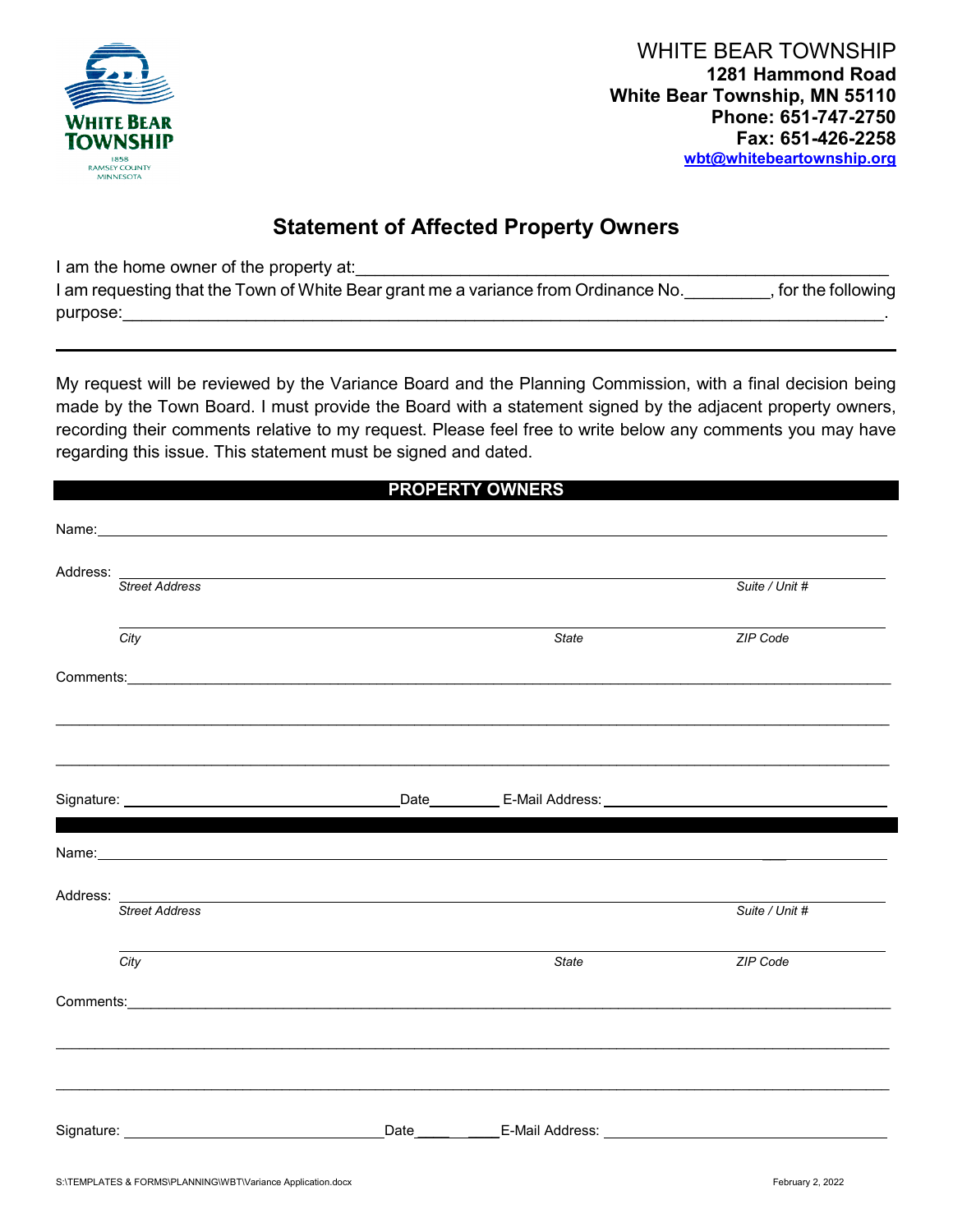WHITE BEAR TOWNSHIP
**1281 Hammond Road**
**White Bear Township, MN 55110**
**Phone: 651-747-2750**
**Fax: 651-426-2258**
**wbt@whitebeartownship.org**

## Statement of Affected Property Owners

I am the home owner of the property at:_______________________________________________________

I am requesting that the Town of White Bear grant me a variance from Ordinance No.________, for the following purpose:___________________________________________________________________________.

---

My request will be reviewed by the Variance Board and the Planning Commission, with a final decision being made by the Town Board. I must provide the Board with a statement signed by the adjacent property owners, recording their comments relative to my request. Please feel free to write below any comments you may have regarding this issue. This statement must be signed and dated.

### PROPERTY OWNERS

Name:_______________________________________________________________________________

Address: ____________________________________________________________________________

*Street Address* *Suite / Unit #*

____________________________________________________________________________

*City* *State* *ZIP Code*

Comments:___________________________________________________________________________

____________________________________________________________________________________

____________________________________________________________________________________

Signature: ______________________________ Date________ E-Mail Address: ______________________________

---

Name:_______________________________________________________________________________

Address: ____________________________________________________________________________

*Street Address* *Suite / Unit #*

____________________________________________________________________________

*City* *State* *ZIP Code*

Comments:___________________________________________________________________________

____________________________________________________________________________________

____________________________________________________________________________________

Signature: ______________________________ Date________ E-Mail Address: ______________________________

S:\TEMPLATES & FORMS\PLANNING\WBT\Variance Application.docx February 2, 2022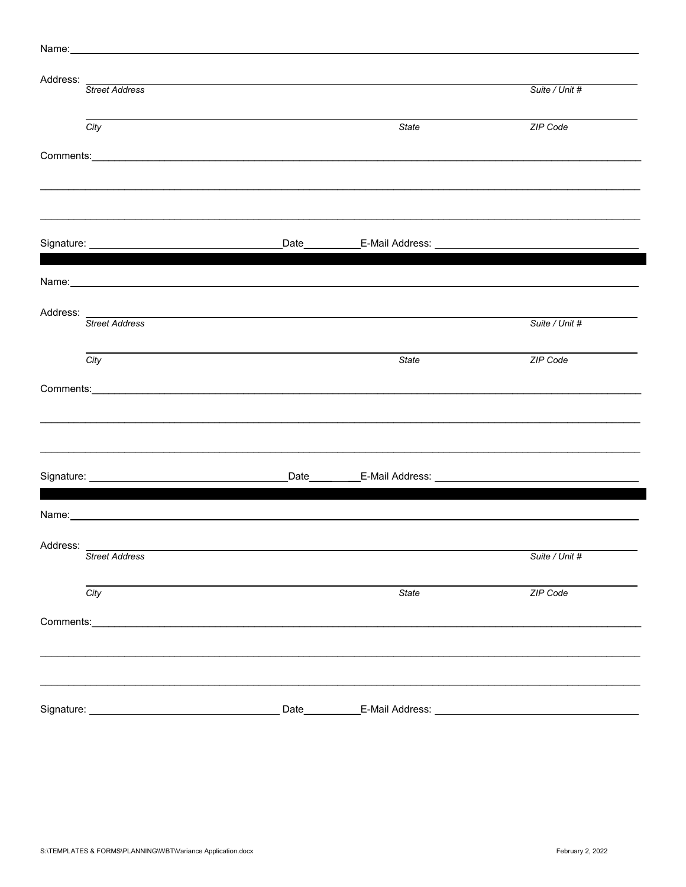Name: \_\_\_\_\_\_\_\_\_\_\_\_\_\_\_\_\_\_\_\_\_\_\_\_\_\_\_\_\_\_\_\_\_\_\_\_\_\_\_\_\_\_\_\_\_\_\_\_\_\_\_\_\_\_\_\_\_\_\_\_

Address: \_\_\_\_\_\_\_\_\_\_\_\_\_\_\_\_\_\_\_\_\_\_\_\_\_\_\_\_\_\_\_\_\_\_\_\_\_\_\_\_\_\_\_\_\_\_\_\_\_\_\_\_\_\_\_\_\_\_\_\_

*Street Address* *Suite / Unit #*

\_\_\_\_\_\_\_\_\_\_\_\_\_\_\_\_\_\_\_\_\_\_\_\_\_\_\_\_\_\_\_\_\_\_\_\_\_\_\_\_\_\_\_\_\_\_\_\_\_\_\_\_\_\_\_\_\_\_\_\_

*City* *State* *ZIP Code*

Comments: \_\_\_\_\_\_\_\_\_\_\_\_\_\_\_\_\_\_\_\_\_\_\_\_\_\_\_\_\_\_\_\_\_\_\_\_\_\_\_\_\_\_\_\_\_\_\_\_\_\_\_\_\_\_\_\_\_\_\_\_

\_\_\_\_\_\_\_\_\_\_\_\_\_\_\_\_\_\_\_\_\_\_\_\_\_\_\_\_\_\_\_\_\_\_\_\_\_\_\_\_\_\_\_\_\_\_\_\_\_\_\_\_\_\_\_\_\_\_\_\_

\_\_\_\_\_\_\_\_\_\_\_\_\_\_\_\_\_\_\_\_\_\_\_\_\_\_\_\_\_\_\_\_\_\_\_\_\_\_\_\_\_\_\_\_\_\_\_\_\_\_\_\_\_\_\_\_\_\_\_\_

Signature: \_\_\_\_\_\_\_\_\_\_\_\_\_\_\_\_\_\_\_\_ Date \_\_\_\_\_\_\_\_\_\_ E-Mail Address: \_\_\_\_\_\_\_\_\_\_\_\_\_\_\_\_\_\_\_\_

---

Name: \_\_\_\_\_\_\_\_\_\_\_\_\_\_\_\_\_\_\_\_\_\_\_\_\_\_\_\_\_\_\_\_\_\_\_\_\_\_\_\_\_\_\_\_\_\_\_\_\_\_\_\_\_\_\_\_\_\_\_\_

Address: \_\_\_\_\_\_\_\_\_\_\_\_\_\_\_\_\_\_\_\_\_\_\_\_\_\_\_\_\_\_\_\_\_\_\_\_\_\_\_\_\_\_\_\_\_\_\_\_\_\_\_\_\_\_\_\_\_\_\_\_

*Street Address* *Suite / Unit #*

\_\_\_\_\_\_\_\_\_\_\_\_\_\_\_\_\_\_\_\_\_\_\_\_\_\_\_\_\_\_\_\_\_\_\_\_\_\_\_\_\_\_\_\_\_\_\_\_\_\_\_\_\_\_\_\_\_\_\_\_

*City* *State* *ZIP Code*

Comments: \_\_\_\_\_\_\_\_\_\_\_\_\_\_\_\_\_\_\_\_\_\_\_\_\_\_\_\_\_\_\_\_\_\_\_\_\_\_\_\_\_\_\_\_\_\_\_\_\_\_\_\_\_\_\_\_\_\_\_\_

\_\_\_\_\_\_\_\_\_\_\_\_\_\_\_\_\_\_\_\_\_\_\_\_\_\_\_\_\_\_\_\_\_\_\_\_\_\_\_\_\_\_\_\_\_\_\_\_\_\_\_\_\_\_\_\_\_\_\_\_

\_\_\_\_\_\_\_\_\_\_\_\_\_\_\_\_\_\_\_\_\_\_\_\_\_\_\_\_\_\_\_\_\_\_\_\_\_\_\_\_\_\_\_\_\_\_\_\_\_\_\_\_\_\_\_\_\_\_\_\_

Signature: \_\_\_\_\_\_\_\_\_\_\_\_\_\_\_\_\_\_\_\_ Date \_\_\_\_\_\_\_\_\_\_ E-Mail Address: \_\_\_\_\_\_\_\_\_\_\_\_\_\_\_\_\_\_\_\_

---

Name: \_\_\_\_\_\_\_\_\_\_\_\_\_\_\_\_\_\_\_\_\_\_\_\_\_\_\_\_\_\_\_\_\_\_\_\_\_\_\_\_\_\_\_\_\_\_\_\_\_\_\_\_\_\_\_\_\_\_\_\_

Address: \_\_\_\_\_\_\_\_\_\_\_\_\_\_\_\_\_\_\_\_\_\_\_\_\_\_\_\_\_\_\_\_\_\_\_\_\_\_\_\_\_\_\_\_\_\_\_\_\_\_\_\_\_\_\_\_\_\_\_\_

*Street Address* *Suite / Unit #*

\_\_\_\_\_\_\_\_\_\_\_\_\_\_\_\_\_\_\_\_\_\_\_\_\_\_\_\_\_\_\_\_\_\_\_\_\_\_\_\_\_\_\_\_\_\_\_\_\_\_\_\_\_\_\_\_\_\_\_\_

*City* *State* *ZIP Code*

Comments: \_\_\_\_\_\_\_\_\_\_\_\_\_\_\_\_\_\_\_\_\_\_\_\_\_\_\_\_\_\_\_\_\_\_\_\_\_\_\_\_\_\_\_\_\_\_\_\_\_\_\_\_\_\_\_\_\_\_\_\_

\_\_\_\_\_\_\_\_\_\_\_\_\_\_\_\_\_\_\_\_\_\_\_\_\_\_\_\_\_\_\_\_\_\_\_\_\_\_\_\_\_\_\_\_\_\_\_\_\_\_\_\_\_\_\_\_\_\_\_\_

\_\_\_\_\_\_\_\_\_\_\_\_\_\_\_\_\_\_\_\_\_\_\_\_\_\_\_\_\_\_\_\_\_\_\_\_\_\_\_\_\_\_\_\_\_\_\_\_\_\_\_\_\_\_\_\_\_\_\_\_

Signature: \_\_\_\_\_\_\_\_\_\_\_\_\_\_\_\_\_\_\_\_ Date \_\_\_\_\_\_\_\_\_\_ E-Mail Address: \_\_\_\_\_\_\_\_\_\_\_\_\_\_\_\_\_\_\_\_

S:\TEMPLATES & FORMS\PLANNING\WBT\Variance Application.docx February 2, 2022